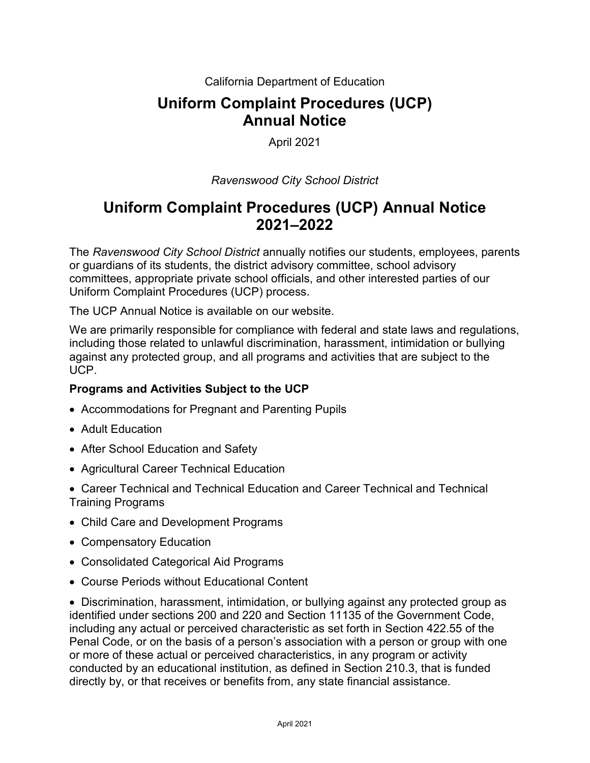California Department of Education

# Uniform Complaint Procedures (UCP) Annual Notice

April 2021

*Ravenswood City School District*

# Uniform Complaint Procedures (UCP) Annual Notice 2021–2022

The *Ravenswood City School District* annually notifies our students, employees, parents or guardians of its students, the district advisory committee, school advisory committees, appropriate private school officials, and other interested parties of our Uniform Complaint Procedures (UCP) process.

The UCP Annual Notice is available on our website.

We are primarily responsible for compliance with federal and state laws and regulations, including those related to unlawful discrimination, harassment, intimidation or bullying against any protected group, and all programs and activities that are subject to the UCP.

**Programs and Activities Subject to the UCP**

- Accommodations for Pregnant and Parenting Pupils
- Adult Education
- After School Education and Safety
- Agricultural Career Technical Education
- Career Technical and Technical Education and Career Technical and Technical Training Programs
- Child Care and Development Programs
- Compensatory Education
- Consolidated Categorical Aid Programs
- Course Periods without Educational Content
- Discrimination, harassment, intimidation, or bullying against any protected group as identified under sections 200 and 220 and Section 11135 of the Government Code, including any actual or perceived characteristic as set forth in Section 422.55 of the Penal Code, or on the basis of a person's association with a person or group with one or more of these actual or perceived characteristics, in any program or activity conducted by an educational institution, as defined in Section 210.3, that is funded directly by, or that receives or benefits from, any state financial assistance.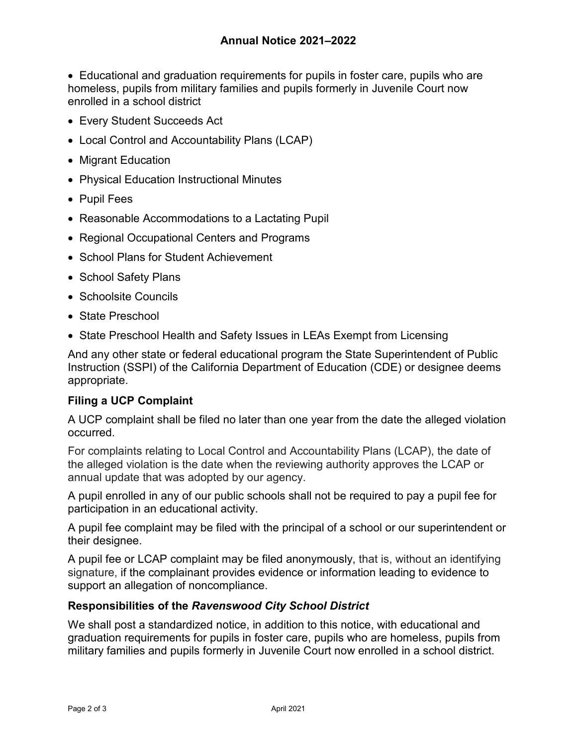- Educational and graduation requirements for pupils in foster care, pupils who are homeless, pupils from military families and pupils formerly in Juvenile Court now enrolled in a school district
- Every Student Succeeds Act
- Local Control and Accountability Plans (LCAP)
- Migrant Education
- Physical Education Instructional Minutes
- Pupil Fees
- Reasonable Accommodations to a Lactating Pupil
- Regional Occupational Centers and Programs
- School Plans for Student Achievement
- School Safety Plans
- Schoolsite Councils
- State Preschool
- State Preschool Health and Safety Issues in LEAs Exempt from Licensing

And any other state or federal educational program the State Superintendent of Public Instruction (SSPI) of the California Department of Education (CDE) or designee deems appropriate.

### Filing a UCP Complaint

A UCP complaint shall be filed no later than one year from the date the alleged violation occurred.

For complaints relating to Local Control and Accountability Plans (LCAP), the date of the alleged violation is the date when the reviewing authority approves the LCAP or annual update that was adopted by our agency.

A pupil enrolled in any of our public schools shall not be required to pay a pupil fee for participation in an educational activity.

A pupil fee complaint may be filed with the principal of a school or our superintendent or their designee.

A pupil fee or LCAP complaint may be filed anonymously, that is, without an identifying signature, if the complainant provides evidence or information leading to evidence to support an allegation of noncompliance.

### Responsibilities of the *Ravenswood City School District*

We shall post a standardized notice, in addition to this notice, with educational and graduation requirements for pupils in foster care, pupils who are homeless, pupils from military families and pupils formerly in Juvenile Court now enrolled in a school district.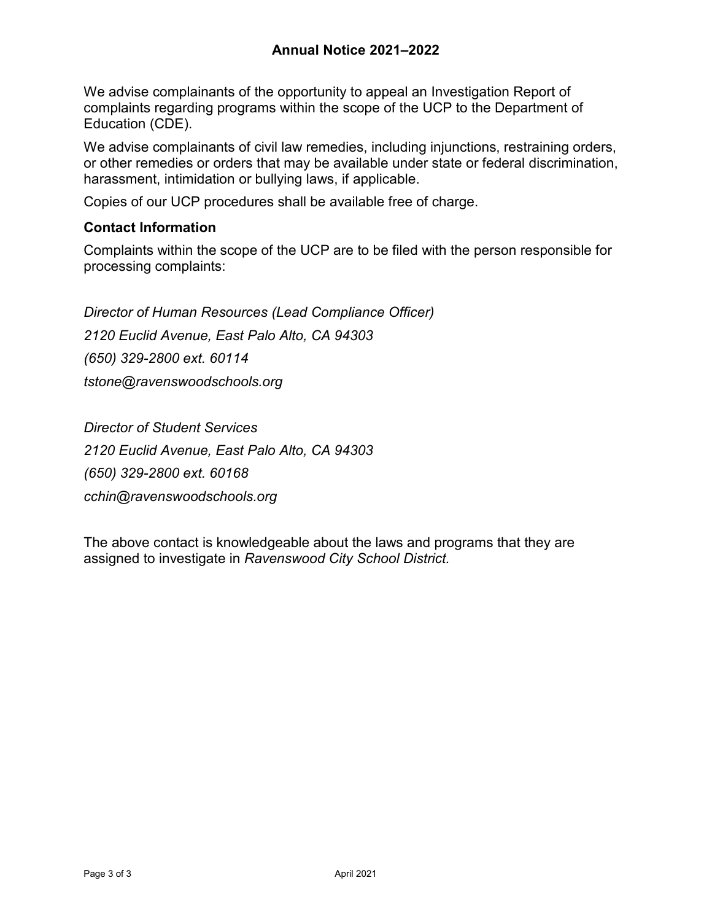## Annual Notice 2021–2022

We advise complainants of the opportunity to appeal an Investigation Report of complaints regarding programs within the scope of the UCP to the Department of Education (CDE).

We advise complainants of civil law remedies, including injunctions, restraining orders, or other remedies or orders that may be available under state or federal discrimination, harassment, intimidation or bullying laws, if applicable.

Copies of our UCP procedures shall be available free of charge.

### Contact Information

Complaints within the scope of the UCP are to be filed with the person responsible for processing complaints:

*Director of Human Resources (Lead Compliance Officer)*
*2120 Euclid Avenue, East Palo Alto, CA 94303*
*(650) 329-2800 ext. 60114*
*tstone@ravenswoodschools.org*

*Director of Student Services*
*2120 Euclid Avenue, East Palo Alto, CA 94303*
*(650) 329-2800 ext. 60168*
*cchin@ravenswoodschools.org*

The above contact is knowledgeable about the laws and programs that they are assigned to investigate in *Ravenswood City School District*.

April 2021